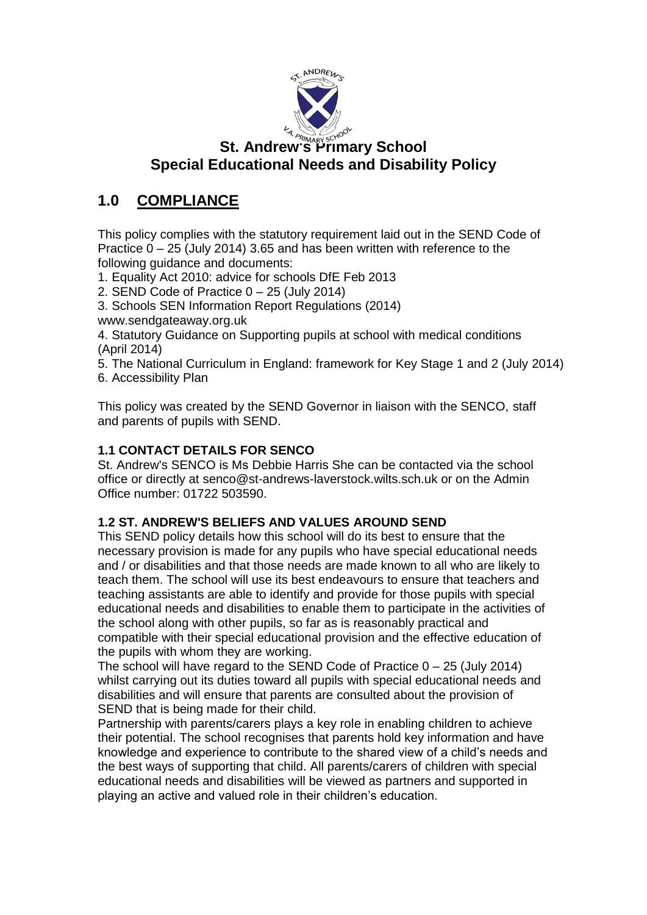# St. Andrew's Primary School
# Special Educational Needs and Disability Policy

## 1.0 COMPLIANCE

This policy complies with the statutory requirement laid out in the SEND Code of Practice 0 – 25 (July 2014) 3.65 and has been written with reference to the following guidance and documents:

1. Equality Act 2010: advice for schools DfE Feb 2013
2. SEND Code of Practice 0 – 25 (July 2014)
3. Schools SEN Information Report Regulations (2014) www.sendgateaway.org.uk
4. Statutory Guidance on Supporting pupils at school with medical conditions (April 2014)
5. The National Curriculum in England: framework for Key Stage 1 and 2 (July 2014)
6. Accessibility Plan

This policy was created by the SEND Governor in liaison with the SENCO, staff and parents of pupils with SEND.

### 1.1 CONTACT DETAILS FOR SENCO

St. Andrew's SENCO is Ms Debbie Harris She can be contacted via the school office or directly at senco@st-andrews-laverstock.wilts.sch.uk or on the Admin Office number: 01722 503590.

### 1.2 ST. ANDREW'S BELIEFS AND VALUES AROUND SEND

This SEND policy details how this school will do its best to ensure that the necessary provision is made for any pupils who have special educational needs and / or disabilities and that those needs are made known to all who are likely to teach them. The school will use its best endeavours to ensure that teachers and teaching assistants are able to identify and provide for those pupils with special educational needs and disabilities to enable them to participate in the activities of the school along with other pupils, so far as is reasonably practical and compatible with their special educational provision and the effective education of the pupils with whom they are working.

The school will have regard to the SEND Code of Practice 0 – 25 (July 2014) whilst carrying out its duties toward all pupils with special educational needs and disabilities and will ensure that parents are consulted about the provision of SEND that is being made for their child.

Partnership with parents/carers plays a key role in enabling children to achieve their potential. The school recognises that parents hold key information and have knowledge and experience to contribute to the shared view of a child's needs and the best ways of supporting that child. All parents/carers of children with special educational needs and disabilities will be viewed as partners and supported in playing an active and valued role in their children's education.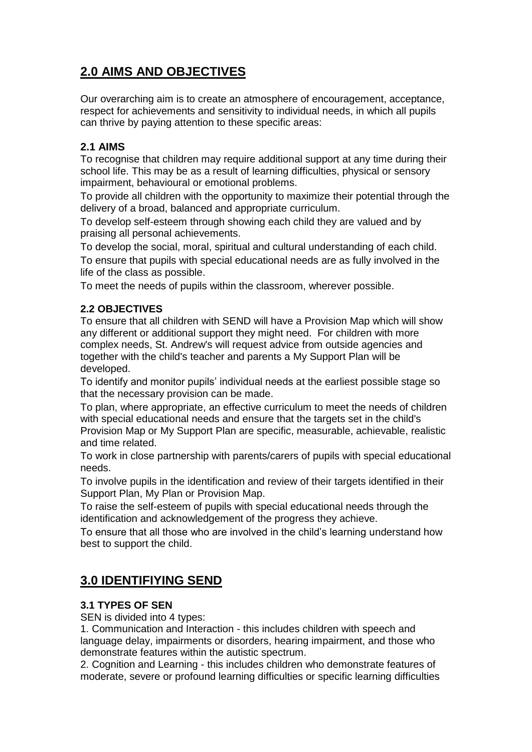## 2.0 AIMS AND OBJECTIVES

Our overarching aim is to create an atmosphere of encouragement, acceptance, respect for achievements and sensitivity to individual needs, in which all pupils can thrive by paying attention to these specific areas:

### 2.1 AIMS

To recognise that children may require additional support at any time during their school life. This may be as a result of learning difficulties, physical or sensory impairment, behavioural or emotional problems.

To provide all children with the opportunity to maximize their potential through the delivery of a broad, balanced and appropriate curriculum.

To develop self-esteem through showing each child they are valued and by praising all personal achievements.

To develop the social, moral, spiritual and cultural understanding of each child.

To ensure that pupils with special educational needs are as fully involved in the life of the class as possible.

To meet the needs of pupils within the classroom, wherever possible.

### 2.2 OBJECTIVES

To ensure that all children with SEND will have a Provision Map which will show any different or additional support they might need. For children with more complex needs, St. Andrew's will request advice from outside agencies and together with the child's teacher and parents a My Support Plan will be developed.

To identify and monitor pupils' individual needs at the earliest possible stage so that the necessary provision can be made.

To plan, where appropriate, an effective curriculum to meet the needs of children with special educational needs and ensure that the targets set in the child's Provision Map or My Support Plan are specific, measurable, achievable, realistic and time related.

To work in close partnership with parents/carers of pupils with special educational needs.

To involve pupils in the identification and review of their targets identified in their Support Plan, My Plan or Provision Map.

To raise the self-esteem of pupils with special educational needs through the identification and acknowledgement of the progress they achieve.

To ensure that all those who are involved in the child's learning understand how best to support the child.

## 3.0 IDENTIFIYING SEND

### 3.1 TYPES OF SEN

SEN is divided into 4 types:

1. Communication and Interaction - this includes children with speech and language delay, impairments or disorders, hearing impairment, and those who demonstrate features within the autistic spectrum.
2. Cognition and Learning - this includes children who demonstrate features of moderate, severe or profound learning difficulties or specific learning difficulties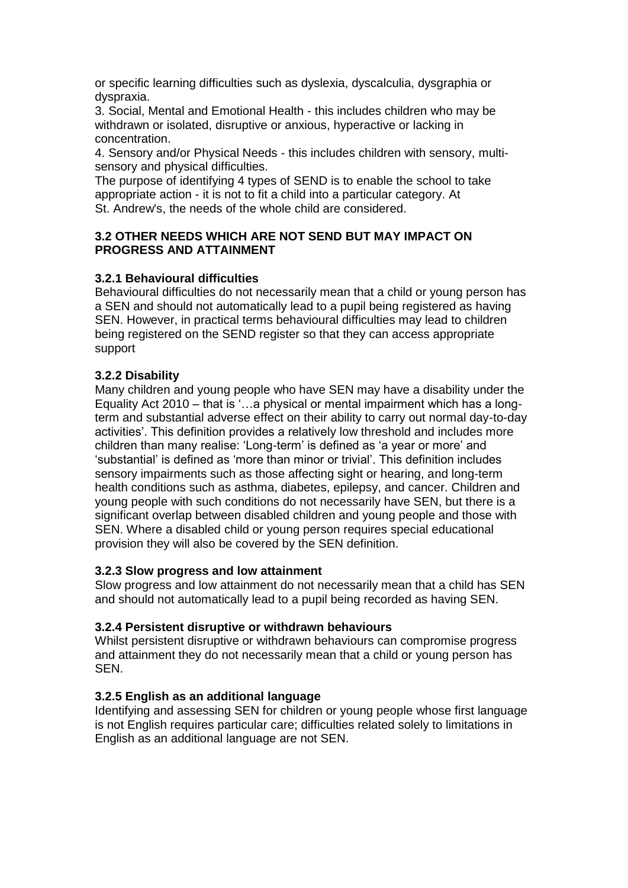or specific learning difficulties such as dyslexia, dyscalculia, dysgraphia or dyspraxia.

3. Social, Mental and Emotional Health - this includes children who may be withdrawn or isolated, disruptive or anxious, hyperactive or lacking in concentration.

4. Sensory and/or Physical Needs - this includes children with sensory, multi-sensory and physical difficulties.

The purpose of identifying 4 types of SEND is to enable the school to take appropriate action - it is not to fit a child into a particular category. At St. Andrew's, the needs of the whole child are considered.

### 3.2 OTHER NEEDS WHICH ARE NOT SEND BUT MAY IMPACT ON PROGRESS AND ATTAINMENT

#### 3.2.1 Behavioural difficulties

Behavioural difficulties do not necessarily mean that a child or young person has a SEN and should not automatically lead to a pupil being registered as having SEN. However, in practical terms behavioural difficulties may lead to children being registered on the SEND register so that they can access appropriate support

#### 3.2.2 Disability

Many children and young people who have SEN may have a disability under the Equality Act 2010 – that is '…a physical or mental impairment which has a long-term and substantial adverse effect on their ability to carry out normal day-to-day activities'. This definition provides a relatively low threshold and includes more children than many realise: 'Long-term' is defined as 'a year or more' and 'substantial' is defined as 'more than minor or trivial'. This definition includes sensory impairments such as those affecting sight or hearing, and long-term health conditions such as asthma, diabetes, epilepsy, and cancer. Children and young people with such conditions do not necessarily have SEN, but there is a significant overlap between disabled children and young people and those with SEN. Where a disabled child or young person requires special educational provision they will also be covered by the SEN definition.

#### 3.2.3 Slow progress and low attainment

Slow progress and low attainment do not necessarily mean that a child has SEN and should not automatically lead to a pupil being recorded as having SEN.

#### 3.2.4 Persistent disruptive or withdrawn behaviours

Whilst persistent disruptive or withdrawn behaviours can compromise progress and attainment they do not necessarily mean that a child or young person has SEN.

#### 3.2.5 English as an additional language

Identifying and assessing SEN for children or young people whose first language is not English requires particular care; difficulties related solely to limitations in English as an additional language are not SEN.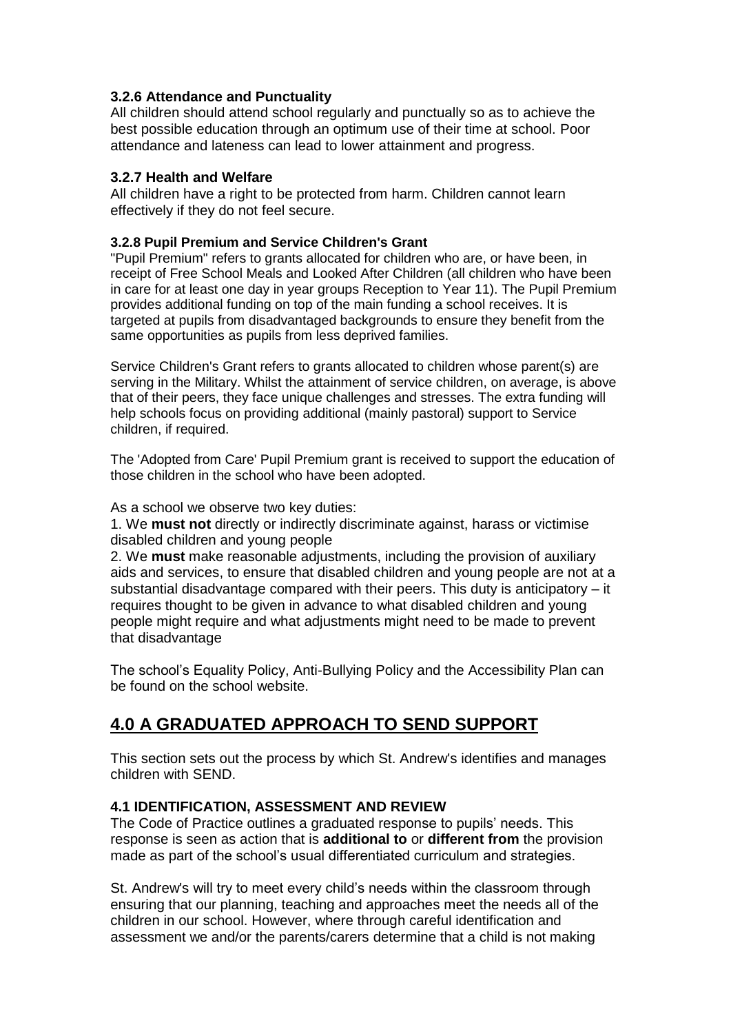### 3.2.6 Attendance and Punctuality

All children should attend school regularly and punctually so as to achieve the best possible education through an optimum use of their time at school. Poor attendance and lateness can lead to lower attainment and progress.

### 3.2.7 Health and Welfare

All children have a right to be protected from harm. Children cannot learn effectively if they do not feel secure.

### 3.2.8 Pupil Premium and Service Children's Grant

"Pupil Premium" refers to grants allocated for children who are, or have been, in receipt of Free School Meals and Looked After Children (all children who have been in care for at least one day in year groups Reception to Year 11). The Pupil Premium provides additional funding on top of the main funding a school receives. It is targeted at pupils from disadvantaged backgrounds to ensure they benefit from the same opportunities as pupils from less deprived families.

Service Children's Grant refers to grants allocated to children whose parent(s) are serving in the Military. Whilst the attainment of service children, on average, is above that of their peers, they face unique challenges and stresses. The extra funding will help schools focus on providing additional (mainly pastoral) support to Service children, if required.

The 'Adopted from Care' Pupil Premium grant is received to support the education of those children in the school who have been adopted.

As a school we observe two key duties:

1. We **must not** directly or indirectly discriminate against, harass or victimise disabled children and young people
2. We **must** make reasonable adjustments, including the provision of auxiliary aids and services, to ensure that disabled children and young people are not at a substantial disadvantage compared with their peers. This duty is anticipatory – it requires thought to be given in advance to what disabled children and young people might require and what adjustments might need to be made to prevent that disadvantage

The school's Equality Policy, Anti-Bullying Policy and the Accessibility Plan can be found on the school website.

## 4.0 A GRADUATED APPROACH TO SEND SUPPORT

This section sets out the process by which St. Andrew's identifies and manages children with SEND.

### 4.1 IDENTIFICATION, ASSESSMENT AND REVIEW

The Code of Practice outlines a graduated response to pupils' needs. This response is seen as action that is **additional to** or **different from** the provision made as part of the school's usual differentiated curriculum and strategies.

St. Andrew's will try to meet every child's needs within the classroom through ensuring that our planning, teaching and approaches meet the needs all of the children in our school. However, where through careful identification and assessment we and/or the parents/carers determine that a child is not making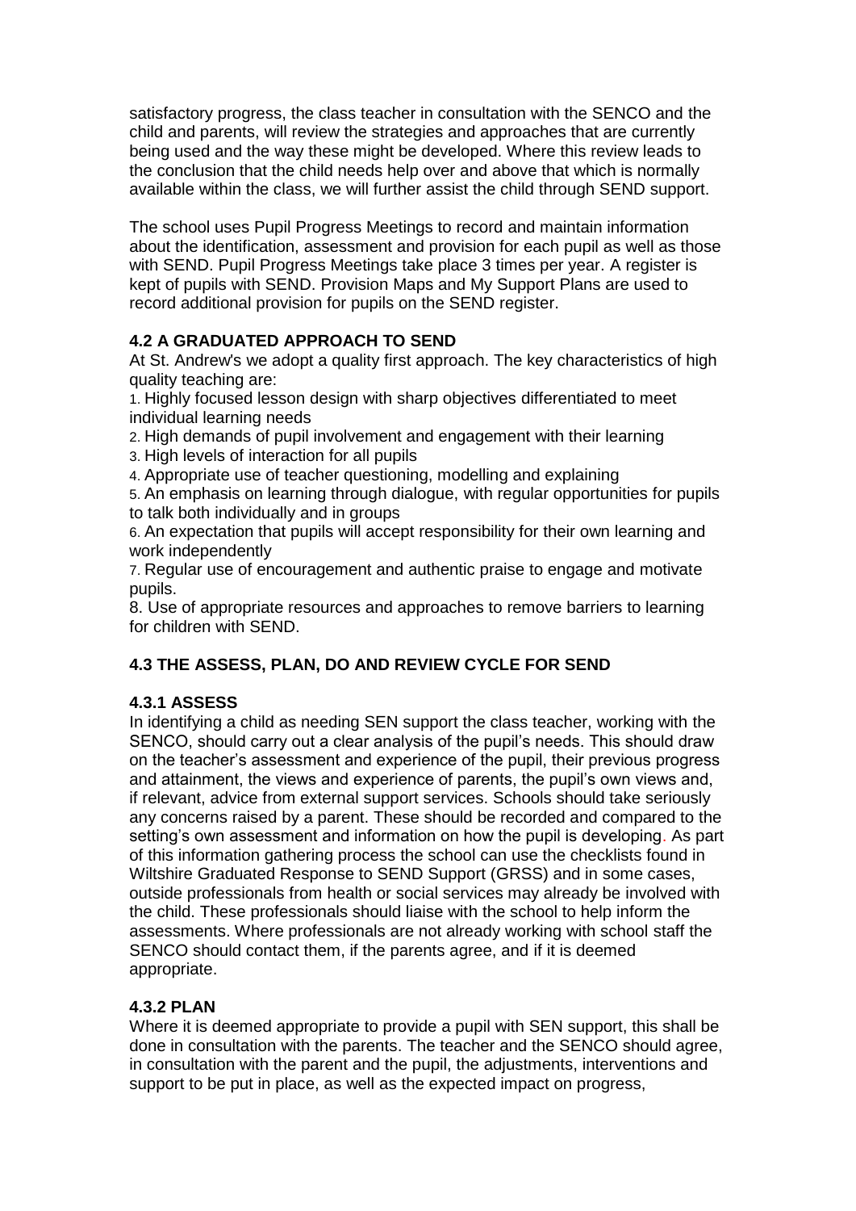satisfactory progress, the class teacher in consultation with the SENCO and the child and parents, will review the strategies and approaches that are currently being used and the way these might be developed. Where this review leads to the conclusion that the child needs help over and above that which is normally available within the class, we will further assist the child through SEND support.

The school uses Pupil Progress Meetings to record and maintain information about the identification, assessment and provision for each pupil as well as those with SEND. Pupil Progress Meetings take place 3 times per year. A register is kept of pupils with SEND. Provision Maps and My Support Plans are used to record additional provision for pupils on the SEND register.

### 4.2 A GRADUATED APPROACH TO SEND

At St. Andrew's we adopt a quality first approach. The key characteristics of high quality teaching are:

1. Highly focused lesson design with sharp objectives differentiated to meet individual learning needs
2. High demands of pupil involvement and engagement with their learning
3. High levels of interaction for all pupils
4. Appropriate use of teacher questioning, modelling and explaining
5. An emphasis on learning through dialogue, with regular opportunities for pupils to talk both individually and in groups
6. An expectation that pupils will accept responsibility for their own learning and work independently
7. Regular use of encouragement and authentic praise to engage and motivate pupils.
8. Use of appropriate resources and approaches to remove barriers to learning for children with SEND.

### 4.3 THE ASSESS, PLAN, DO AND REVIEW CYCLE FOR SEND

#### 4.3.1 ASSESS

In identifying a child as needing SEN support the class teacher, working with the SENCO, should carry out a clear analysis of the pupil's needs. This should draw on the teacher's assessment and experience of the pupil, their previous progress and attainment, the views and experience of parents, the pupil's own views and, if relevant, advice from external support services. Schools should take seriously any concerns raised by a parent. These should be recorded and compared to the setting's own assessment and information on how the pupil is developing. As part of this information gathering process the school can use the checklists found in Wiltshire Graduated Response to SEND Support (GRSS) and in some cases, outside professionals from health or social services may already be involved with the child. These professionals should liaise with the school to help inform the assessments. Where professionals are not already working with school staff the SENCO should contact them, if the parents agree, and if it is deemed appropriate.

#### 4.3.2 PLAN

Where it is deemed appropriate to provide a pupil with SEN support, this shall be done in consultation with the parents. The teacher and the SENCO should agree, in consultation with the parent and the pupil, the adjustments, interventions and support to be put in place, as well as the expected impact on progress,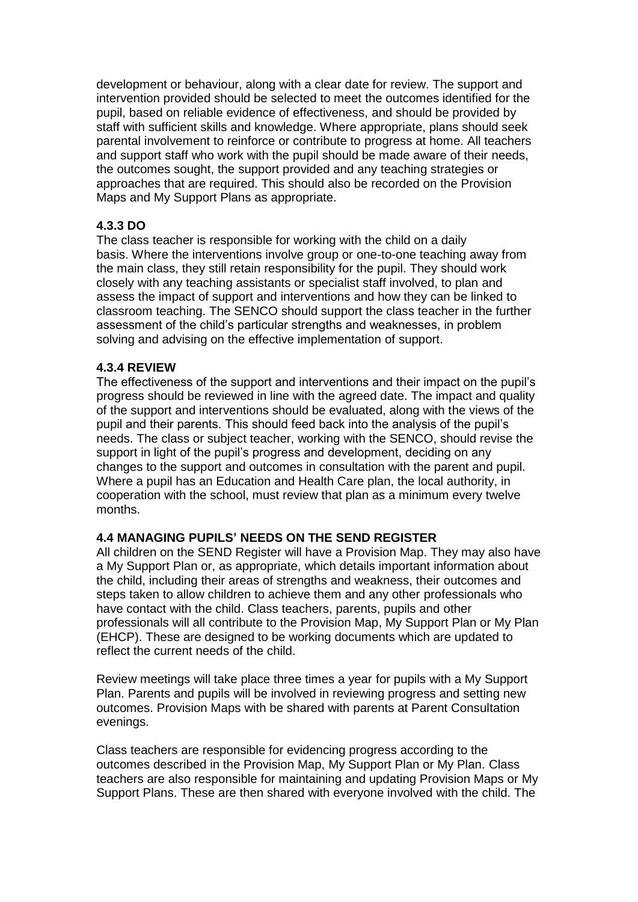development or behaviour, along with a clear date for review. The support and intervention provided should be selected to meet the outcomes identified for the pupil, based on reliable evidence of effectiveness, and should be provided by staff with sufficient skills and knowledge. Where appropriate, plans should seek parental involvement to reinforce or contribute to progress at home. All teachers and support staff who work with the pupil should be made aware of their needs, the outcomes sought, the support provided and any teaching strategies or approaches that are required. This should also be recorded on the Provision Maps and My Support Plans as appropriate.

#### 4.3.3 DO

The class teacher is responsible for working with the child on a daily basis. Where the interventions involve group or one-to-one teaching away from the main class, they still retain responsibility for the pupil. They should work closely with any teaching assistants or specialist staff involved, to plan and assess the impact of support and interventions and how they can be linked to classroom teaching. The SENCO should support the class teacher in the further assessment of the child's particular strengths and weaknesses, in problem solving and advising on the effective implementation of support.

#### 4.3.4 REVIEW

The effectiveness of the support and interventions and their impact on the pupil's progress should be reviewed in line with the agreed date. The impact and quality of the support and interventions should be evaluated, along with the views of the pupil and their parents. This should feed back into the analysis of the pupil's needs. The class or subject teacher, working with the SENCO, should revise the support in light of the pupil's progress and development, deciding on any changes to the support and outcomes in consultation with the parent and pupil. Where a pupil has an Education and Health Care plan, the local authority, in cooperation with the school, must review that plan as a minimum every twelve months.

### 4.4 MANAGING PUPILS' NEEDS ON THE SEND REGISTER

All children on the SEND Register will have a Provision Map. They may also have a My Support Plan or, as appropriate, which details important information about the child, including their areas of strengths and weakness, their outcomes and steps taken to allow children to achieve them and any other professionals who have contact with the child. Class teachers, parents, pupils and other professionals will all contribute to the Provision Map, My Support Plan or My Plan (EHCP). These are designed to be working documents which are updated to reflect the current needs of the child.

Review meetings will take place three times a year for pupils with a My Support Plan. Parents and pupils will be involved in reviewing progress and setting new outcomes. Provision Maps with be shared with parents at Parent Consultation evenings.

Class teachers are responsible for evidencing progress according to the outcomes described in the Provision Map, My Support Plan or My Plan. Class teachers are also responsible for maintaining and updating Provision Maps or My Support Plans. These are then shared with everyone involved with the child. The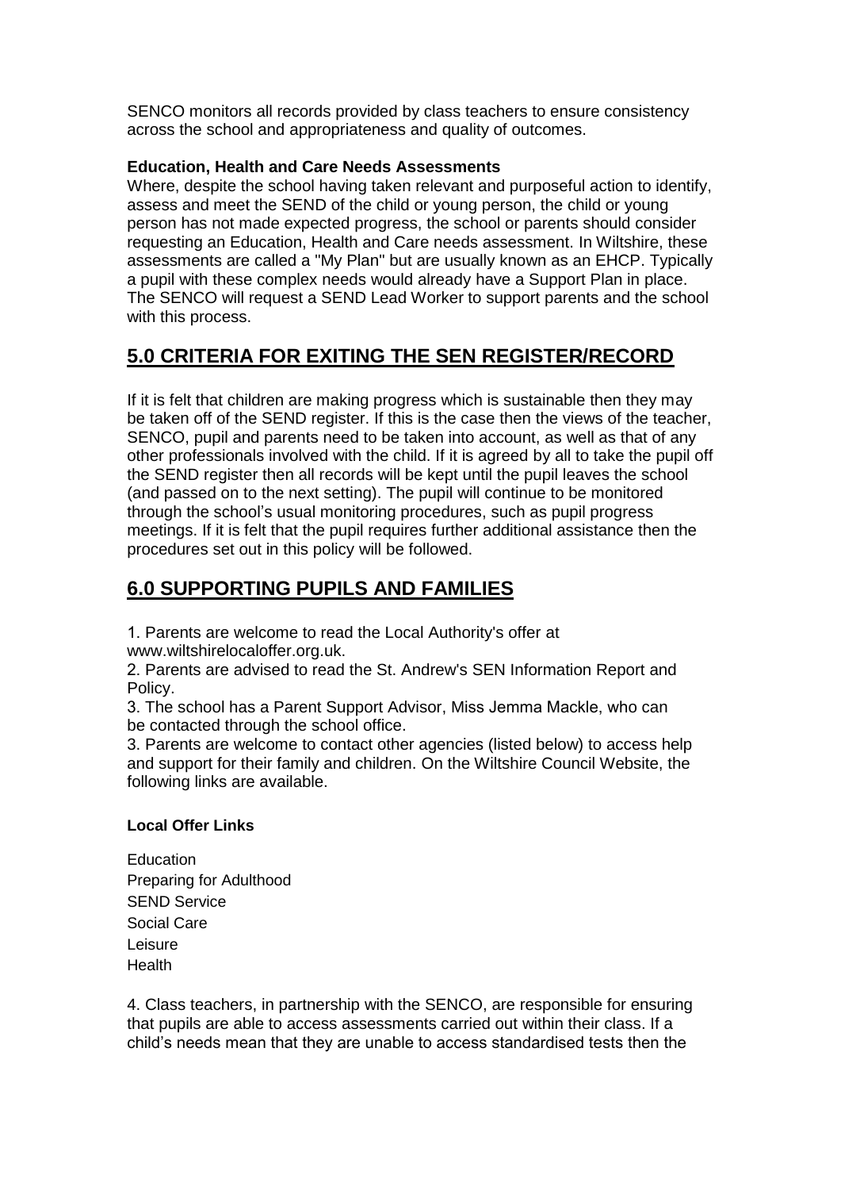SENCO monitors all records provided by class teachers to ensure consistency across the school and appropriateness and quality of outcomes.

**Education, Health and Care Needs Assessments**

Where, despite the school having taken relevant and purposeful action to identify, assess and meet the SEND of the child or young person, the child or young person has not made expected progress, the school or parents should consider requesting an Education, Health and Care needs assessment. In Wiltshire, these assessments are called a "My Plan" but are usually known as an EHCP. Typically a pupil with these complex needs would already have a Support Plan in place. The SENCO will request a SEND Lead Worker to support parents and the school with this process.

## 5.0 CRITERIA FOR EXITING THE SEN REGISTER/RECORD

If it is felt that children are making progress which is sustainable then they may be taken off of the SEND register. If this is the case then the views of the teacher, SENCO, pupil and parents need to be taken into account, as well as that of any other professionals involved with the child. If it is agreed by all to take the pupil off the SEND register then all records will be kept until the pupil leaves the school (and passed on to the next setting). The pupil will continue to be monitored through the school's usual monitoring procedures, such as pupil progress meetings. If it is felt that the pupil requires further additional assistance then the procedures set out in this policy will be followed.

## 6.0 SUPPORTING PUPILS AND FAMILIES

1. Parents are welcome to read the Local Authority's offer at www.wiltshirelocaloffer.org.uk.
2. Parents are advised to read the St. Andrew's SEN Information Report and Policy.
3. The school has a Parent Support Advisor, Miss Jemma Mackle, who can be contacted through the school office.
3. Parents are welcome to contact other agencies (listed below) to access help and support for their family and children. On the Wiltshire Council Website, the following links are available.

**Local Offer Links**

Education
Preparing for Adulthood
SEND Service
Social Care
Leisure
Health

4. Class teachers, in partnership with the SENCO, are responsible for ensuring that pupils are able to access assessments carried out within their class. If a child's needs mean that they are unable to access standardised tests then the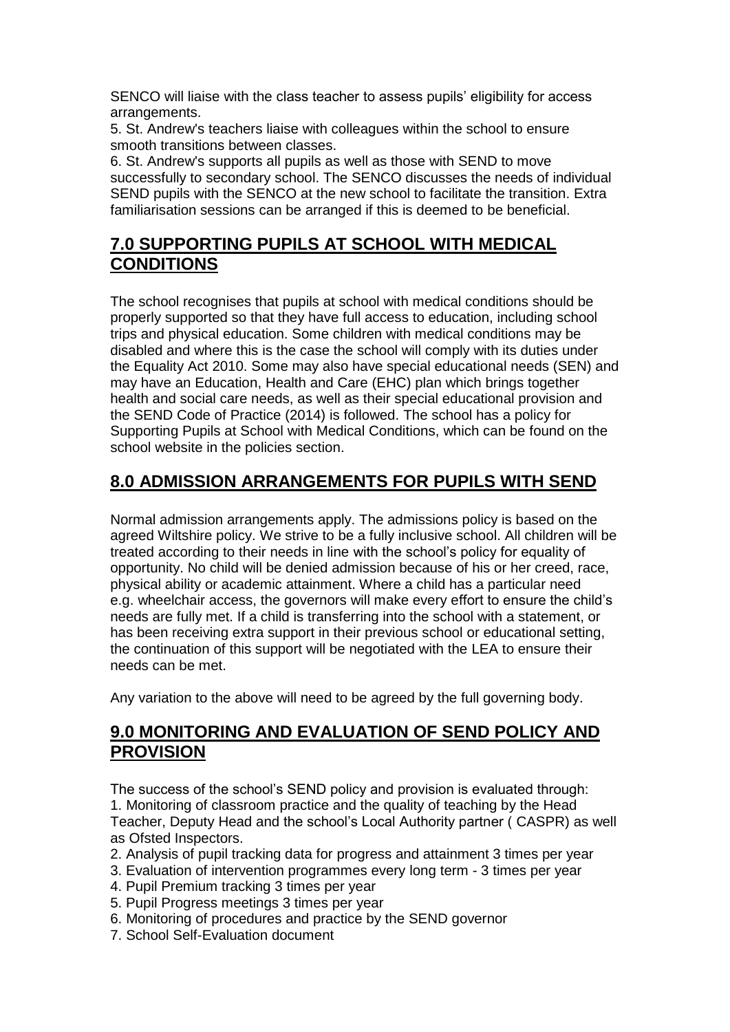SENCO will liaise with the class teacher to assess pupils' eligibility for access arrangements.

5. St. Andrew's teachers liaise with colleagues within the school to ensure smooth transitions between classes.
6. St. Andrew's supports all pupils as well as those with SEND to move successfully to secondary school. The SENCO discusses the needs of individual SEND pupils with the SENCO at the new school to facilitate the transition. Extra familiarisation sessions can be arranged if this is deemed to be beneficial.

## 7.0 SUPPORTING PUPILS AT SCHOOL WITH MEDICAL CONDITIONS

The school recognises that pupils at school with medical conditions should be properly supported so that they have full access to education, including school trips and physical education. Some children with medical conditions may be disabled and where this is the case the school will comply with its duties under the Equality Act 2010. Some may also have special educational needs (SEN) and may have an Education, Health and Care (EHC) plan which brings together health and social care needs, as well as their special educational provision and the SEND Code of Practice (2014) is followed. The school has a policy for Supporting Pupils at School with Medical Conditions, which can be found on the school website in the policies section.

## 8.0 ADMISSION ARRANGEMENTS FOR PUPILS WITH SEND

Normal admission arrangements apply. The admissions policy is based on the agreed Wiltshire policy. We strive to be a fully inclusive school. All children will be treated according to their needs in line with the school's policy for equality of opportunity. No child will be denied admission because of his or her creed, race, physical ability or academic attainment. Where a child has a particular need e.g. wheelchair access, the governors will make every effort to ensure the child's needs are fully met. If a child is transferring into the school with a statement, or has been receiving extra support in their previous school or educational setting, the continuation of this support will be negotiated with the LEA to ensure their needs can be met.

Any variation to the above will need to be agreed by the full governing body.

## 9.0 MONITORING AND EVALUATION OF SEND POLICY AND PROVISION

The success of the school's SEND policy and provision is evaluated through:

1. Monitoring of classroom practice and the quality of teaching by the Head Teacher, Deputy Head and the school's Local Authority partner ( CASPR) as well as Ofsted Inspectors.
2. Analysis of pupil tracking data for progress and attainment 3 times per year
3. Evaluation of intervention programmes every long term - 3 times per year
4. Pupil Premium tracking 3 times per year
5. Pupil Progress meetings 3 times per year
6. Monitoring of procedures and practice by the SEND governor
7. School Self-Evaluation document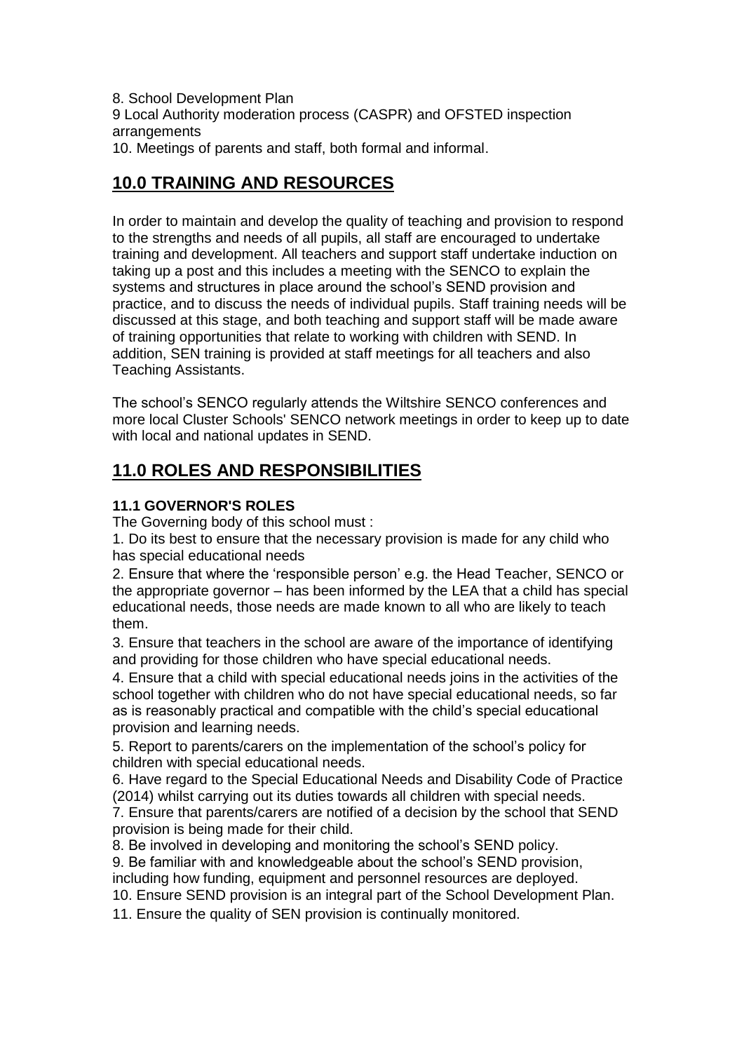8. School Development Plan

9 Local Authority moderation process (CASPR) and OFSTED inspection arrangements

10. Meetings of parents and staff, both formal and informal.

## 10.0 TRAINING AND RESOURCES

In order to maintain and develop the quality of teaching and provision to respond to the strengths and needs of all pupils, all staff are encouraged to undertake training and development. All teachers and support staff undertake induction on taking up a post and this includes a meeting with the SENCO to explain the systems and structures in place around the school's SEND provision and practice, and to discuss the needs of individual pupils. Staff training needs will be discussed at this stage, and both teaching and support staff will be made aware of training opportunities that relate to working with children with SEND. In addition, SEN training is provided at staff meetings for all teachers and also Teaching Assistants.

The school's SENCO regularly attends the Wiltshire SENCO conferences and more local Cluster Schools' SENCO network meetings in order to keep up to date with local and national updates in SEND.

## 11.0 ROLES AND RESPONSIBILITIES

### 11.1 GOVERNOR'S ROLES

The Governing body of this school must :

1. Do its best to ensure that the necessary provision is made for any child who has special educational needs
2. Ensure that where the 'responsible person' e.g. the Head Teacher, SENCO or the appropriate governor – has been informed by the LEA that a child has special educational needs, those needs are made known to all who are likely to teach them.
3. Ensure that teachers in the school are aware of the importance of identifying and providing for those children who have special educational needs.
4. Ensure that a child with special educational needs joins in the activities of the school together with children who do not have special educational needs, so far as is reasonably practical and compatible with the child's special educational provision and learning needs.
5. Report to parents/carers on the implementation of the school's policy for children with special educational needs.
6. Have regard to the Special Educational Needs and Disability Code of Practice (2014) whilst carrying out its duties towards all children with special needs.
7. Ensure that parents/carers are notified of a decision by the school that SEND provision is being made for their child.
8. Be involved in developing and monitoring the school's SEND policy.
9. Be familiar with and knowledgeable about the school's SEND provision, including how funding, equipment and personnel resources are deployed.
10. Ensure SEND provision is an integral part of the School Development Plan.
11. Ensure the quality of SEN provision is continually monitored.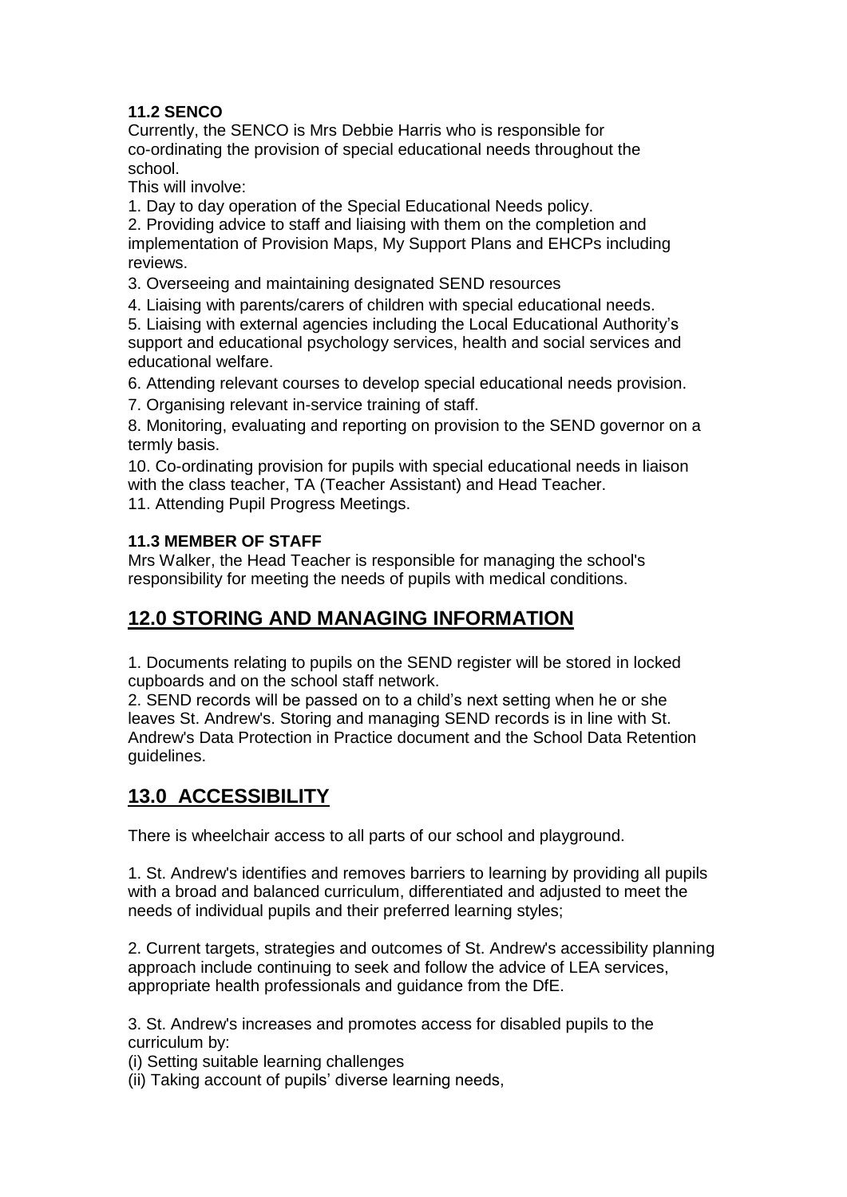### 11.2 SENCO

Currently, the SENCO is Mrs Debbie Harris who is responsible for co-ordinating the provision of special educational needs throughout the school.

This will involve:

1. Day to day operation of the Special Educational Needs policy.
2. Providing advice to staff and liaising with them on the completion and implementation of Provision Maps, My Support Plans and EHCPs including reviews.
3. Overseeing and maintaining designated SEND resources
4. Liaising with parents/carers of children with special educational needs.
5. Liaising with external agencies including the Local Educational Authority's support and educational psychology services, health and social services and educational welfare.
6. Attending relevant courses to develop special educational needs provision.
7. Organising relevant in-service training of staff.
8. Monitoring, evaluating and reporting on provision to the SEND governor on a termly basis.

10. Co-ordinating provision for pupils with special educational needs in liaison with the class teacher, TA (Teacher Assistant) and Head Teacher.
11. Attending Pupil Progress Meetings.

### 11.3 MEMBER OF STAFF

Mrs Walker, the Head Teacher is responsible for managing the school's responsibility for meeting the needs of pupils with medical conditions.

## 12.0 STORING AND MANAGING INFORMATION

1. Documents relating to pupils on the SEND register will be stored in locked cupboards and on the school staff network.
2. SEND records will be passed on to a child's next setting when he or she leaves St. Andrew's. Storing and managing SEND records is in line with St. Andrew's Data Protection in Practice document and the School Data Retention guidelines.

## 13.0 ACCESSIBILITY

There is wheelchair access to all parts of our school and playground.

1. St. Andrew's identifies and removes barriers to learning by providing all pupils with a broad and balanced curriculum, differentiated and adjusted to meet the needs of individual pupils and their preferred learning styles;

2. Current targets, strategies and outcomes of St. Andrew's accessibility planning approach include continuing to seek and follow the advice of LEA services, appropriate health professionals and guidance from the DfE.

3. St. Andrew's increases and promotes access for disabled pupils to the curriculum by:

(i) Setting suitable learning challenges
(ii) Taking account of pupils' diverse learning needs,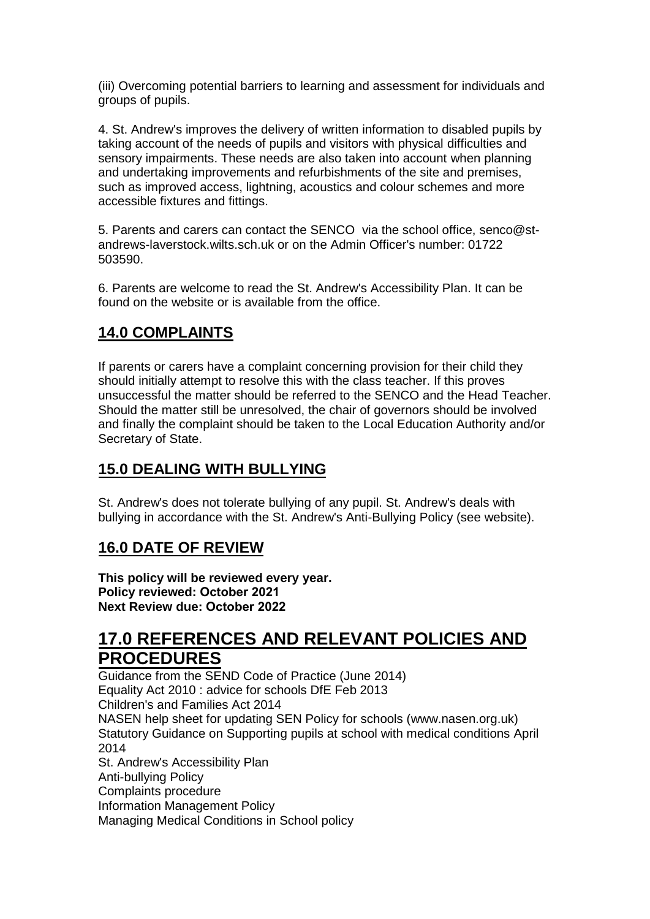(iii) Overcoming potential barriers to learning and assessment for individuals and groups of pupils.

4. St. Andrew's improves the delivery of written information to disabled pupils by taking account of the needs of pupils and visitors with physical difficulties and sensory impairments. These needs are also taken into account when planning and undertaking improvements and refurbishments of the site and premises, such as improved access, lightning, acoustics and colour schemes and more accessible fixtures and fittings.

5. Parents and carers can contact the SENCO via the school office, senco@st-andrews-laverstock.wilts.sch.uk or on the Admin Officer's number: 01722 503590.

6. Parents are welcome to read the St. Andrew's Accessibility Plan. It can be found on the website or is available from the office.

## 14.0 COMPLAINTS

If parents or carers have a complaint concerning provision for their child they should initially attempt to resolve this with the class teacher. If this proves unsuccessful the matter should be referred to the SENCO and the Head Teacher. Should the matter still be unresolved, the chair of governors should be involved and finally the complaint should be taken to the Local Education Authority and/or Secretary of State.

## 15.0 DEALING WITH BULLYING

St. Andrew's does not tolerate bullying of any pupil. St. Andrew's deals with bullying in accordance with the St. Andrew's Anti-Bullying Policy (see website).

## 16.0 DATE OF REVIEW

**This policy will be reviewed every year.**
**Policy reviewed: October 2021**
**Next Review due: October 2022**

# 17.0 REFERENCES AND RELEVANT POLICIES AND PROCEDURES

Guidance from the SEND Code of Practice (June 2014)
Equality Act 2010 : advice for schools DfE Feb 2013
Children's and Families Act 2014
NASEN help sheet for updating SEN Policy for schools (www.nasen.org.uk)
Statutory Guidance on Supporting pupils at school with medical conditions April 2014
St. Andrew's Accessibility Plan
Anti-bullying Policy
Complaints procedure
Information Management Policy
Managing Medical Conditions in School policy